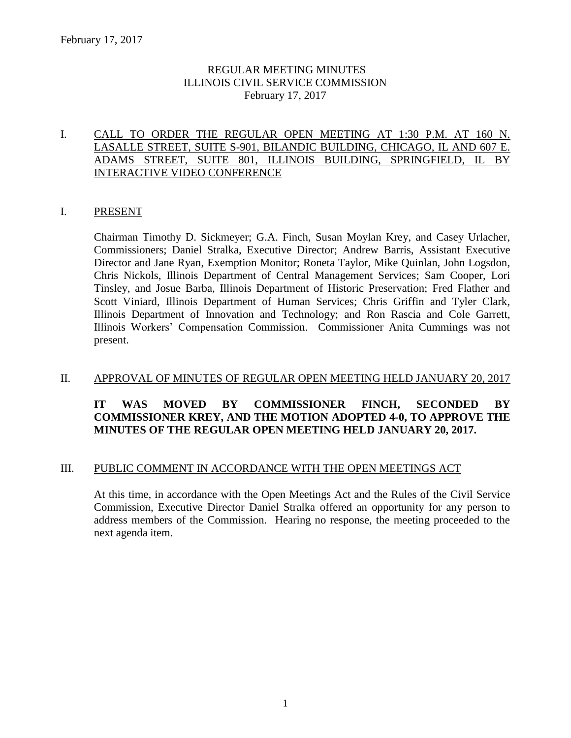February 17, 2017

REGULAR MEETING MINUTES
ILLINOIS CIVIL SERVICE COMMISSION
February 17, 2017

## I. CALL TO ORDER THE REGULAR OPEN MEETING AT 1:30 P.M. AT 160 N. LASALLE STREET, SUITE S-901, BILANDIC BUILDING, CHICAGO, IL AND 607 E. ADAMS STREET, SUITE 801, ILLINOIS BUILDING, SPRINGFIELD, IL BY INTERACTIVE VIDEO CONFERENCE

## I. PRESENT

Chairman Timothy D. Sickmeyer; G.A. Finch, Susan Moylan Krey, and Casey Urlacher, Commissioners; Daniel Stralka, Executive Director; Andrew Barris, Assistant Executive Director and Jane Ryan, Exemption Monitor; Roneta Taylor, Mike Quinlan, John Logsdon, Chris Nickols, Illinois Department of Central Management Services; Sam Cooper, Lori Tinsley, and Josue Barba, Illinois Department of Historic Preservation; Fred Flather and Scott Viniard, Illinois Department of Human Services; Chris Griffin and Tyler Clark, Illinois Department of Innovation and Technology; and Ron Rascia and Cole Garrett, Illinois Workers' Compensation Commission. Commissioner Anita Cummings was not present.

## II. APPROVAL OF MINUTES OF REGULAR OPEN MEETING HELD JANUARY 20, 2017

**IT WAS MOVED BY COMMISSIONER FINCH, SECONDED BY COMMISSIONER KREY, AND THE MOTION ADOPTED 4-0, TO APPROVE THE MINUTES OF THE REGULAR OPEN MEETING HELD JANUARY 20, 2017.**

## III. PUBLIC COMMENT IN ACCORDANCE WITH THE OPEN MEETINGS ACT

At this time, in accordance with the Open Meetings Act and the Rules of the Civil Service Commission, Executive Director Daniel Stralka offered an opportunity for any person to address members of the Commission. Hearing no response, the meeting proceeded to the next agenda item.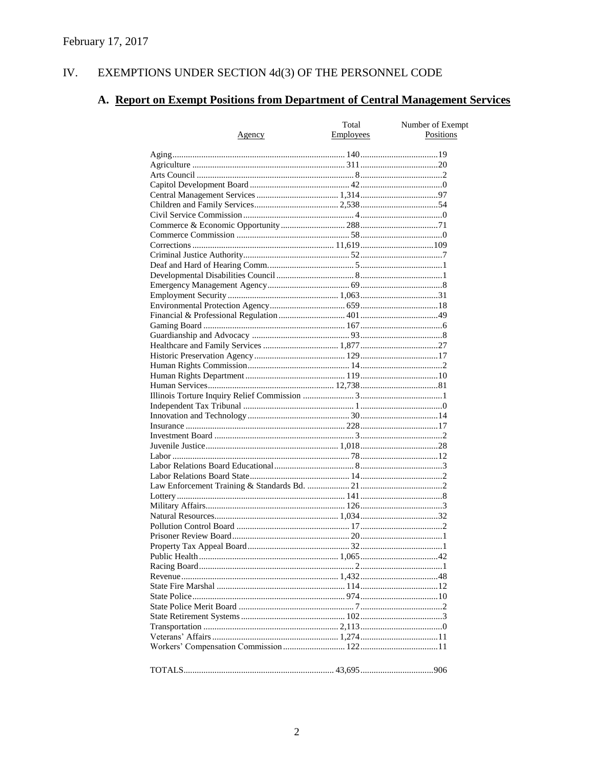February 17, 2017

## IV. EXEMPTIONS UNDER SECTION 4d(3) OF THE PERSONNEL CODE

### A. Report on Exempt Positions from Department of Central Management Services

| Agency | Total Employees | Number of Exempt Positions |
|---|---|---|
| Aging | 140 | 19 |
| Agriculture | 311 | 20 |
| Arts Council | 8 | 2 |
| Capitol Development Board | 42 | 0 |
| Central Management Services | 1,314 | 97 |
| Children and Family Services | 2,538 | 54 |
| Civil Service Commission | 4 | 0 |
| Commerce & Economic Opportunity | 288 | 71 |
| Commerce Commission | 58 | 0 |
| Corrections | 11,619 | 109 |
| Criminal Justice Authority | 52 | 7 |
| Deaf and Hard of Hearing Comm. | 5 | 1 |
| Developmental Disabilities Council | 8 | 1 |
| Emergency Management Agency | 69 | 8 |
| Employment Security | 1,063 | 31 |
| Environmental Protection Agency | 659 | 18 |
| Financial & Professional Regulation | 401 | 49 |
| Gaming Board | 167 | 6 |
| Guardianship and Advocacy | 93 | 8 |
| Healthcare and Family Services | 1,877 | 27 |
| Historic Preservation Agency | 129 | 17 |
| Human Rights Commission | 14 | 2 |
| Human Rights Department | 119 | 10 |
| Human Services | 12,738 | 81 |
| Illinois Torture Inquiry Relief Commission | 3 | 1 |
| Independent Tax Tribunal | 1 | 0 |
| Innovation and Technology | 30 | 14 |
| Insurance | 228 | 17 |
| Investment Board | 3 | 2 |
| Juvenile Justice | 1,018 | 28 |
| Labor | 78 | 12 |
| Labor Relations Board Educational | 8 | 3 |
| Labor Relations Board State | 14 | 2 |
| Law Enforcement Training & Standards Bd. | 21 | 2 |
| Lottery | 141 | 8 |
| Military Affairs | 126 | 3 |
| Natural Resources | 1,034 | 32 |
| Pollution Control Board | 17 | 2 |
| Prisoner Review Board | 20 | 1 |
| Property Tax Appeal Board | 32 | 1 |
| Public Health | 1,065 | 42 |
| Racing Board | 2 | 1 |
| Revenue | 1,432 | 48 |
| State Fire Marshal | 114 | 12 |
| State Police | 974 | 10 |
| State Police Merit Board | 7 | 2 |
| State Retirement Systems | 102 | 3 |
| Transportation | 2,113 | 0 |
| Veterans' Affairs | 1,274 | 11 |
| Workers' Compensation Commission | 122 | 11 |
| TOTALS | 43,695 | 906 |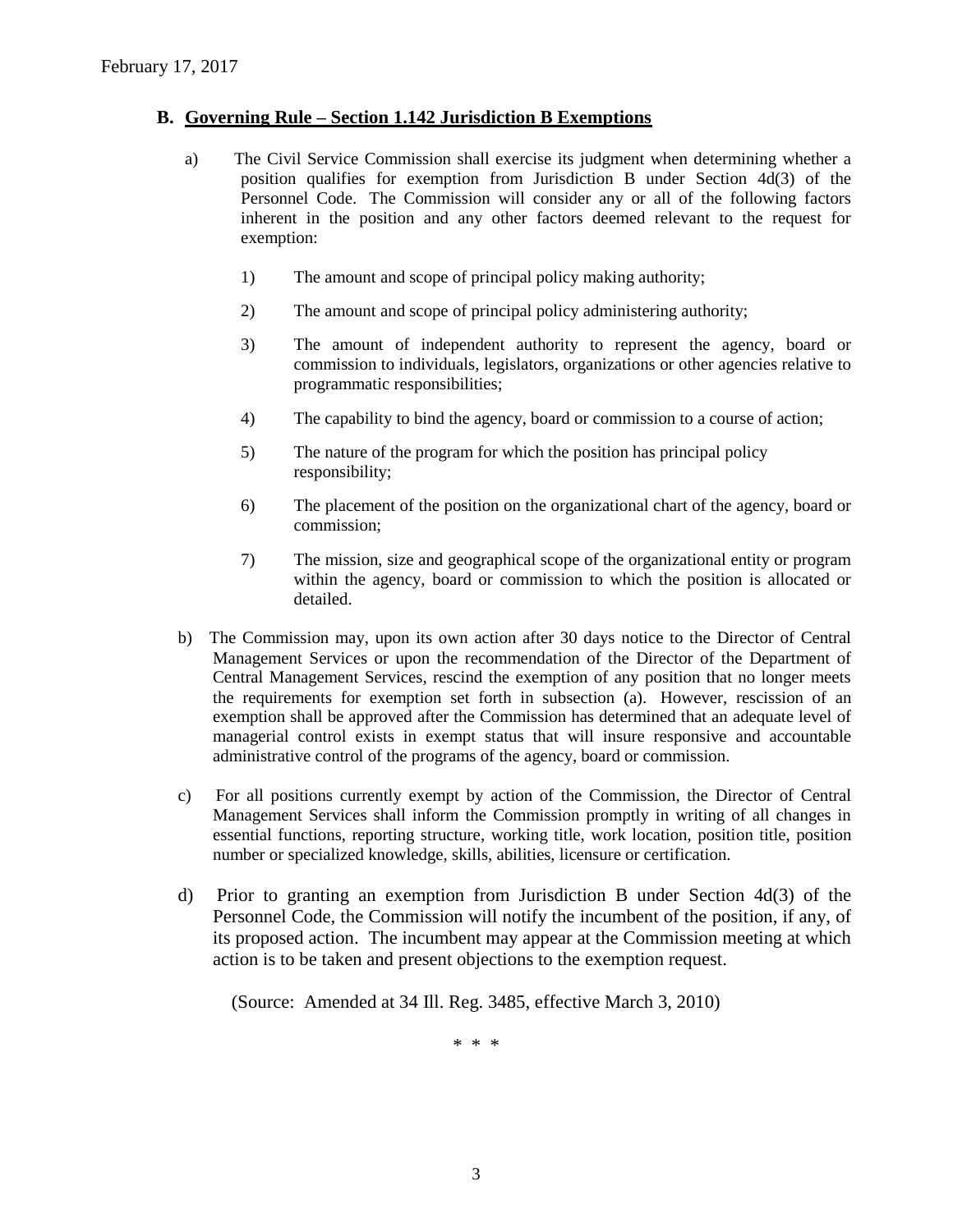February 17, 2017

## B. Governing Rule – Section 1.142 Jurisdiction B Exemptions

a) The Civil Service Commission shall exercise its judgment when determining whether a position qualifies for exemption from Jurisdiction B under Section 4d(3) of the Personnel Code. The Commission will consider any or all of the following factors inherent in the position and any other factors deemed relevant to the request for exemption:

1) The amount and scope of principal policy making authority;

2) The amount and scope of principal policy administering authority;

3) The amount of independent authority to represent the agency, board or commission to individuals, legislators, organizations or other agencies relative to programmatic responsibilities;

4) The capability to bind the agency, board or commission to a course of action;

5) The nature of the program for which the position has principal policy responsibility;

6) The placement of the position on the organizational chart of the agency, board or commission;

7) The mission, size and geographical scope of the organizational entity or program within the agency, board or commission to which the position is allocated or detailed.

b) The Commission may, upon its own action after 30 days notice to the Director of Central Management Services or upon the recommendation of the Director of the Department of Central Management Services, rescind the exemption of any position that no longer meets the requirements for exemption set forth in subsection (a). However, rescission of an exemption shall be approved after the Commission has determined that an adequate level of managerial control exists in exempt status that will insure responsive and accountable administrative control of the programs of the agency, board or commission.

c) For all positions currently exempt by action of the Commission, the Director of Central Management Services shall inform the Commission promptly in writing of all changes in essential functions, reporting structure, working title, work location, position title, position number or specialized knowledge, skills, abilities, licensure or certification.

d) Prior to granting an exemption from Jurisdiction B under Section 4d(3) of the Personnel Code, the Commission will notify the incumbent of the position, if any, of its proposed action. The incumbent may appear at the Commission meeting at which action is to be taken and present objections to the exemption request.

(Source: Amended at 34 Ill. Reg. 3485, effective March 3, 2010)

\* \* \*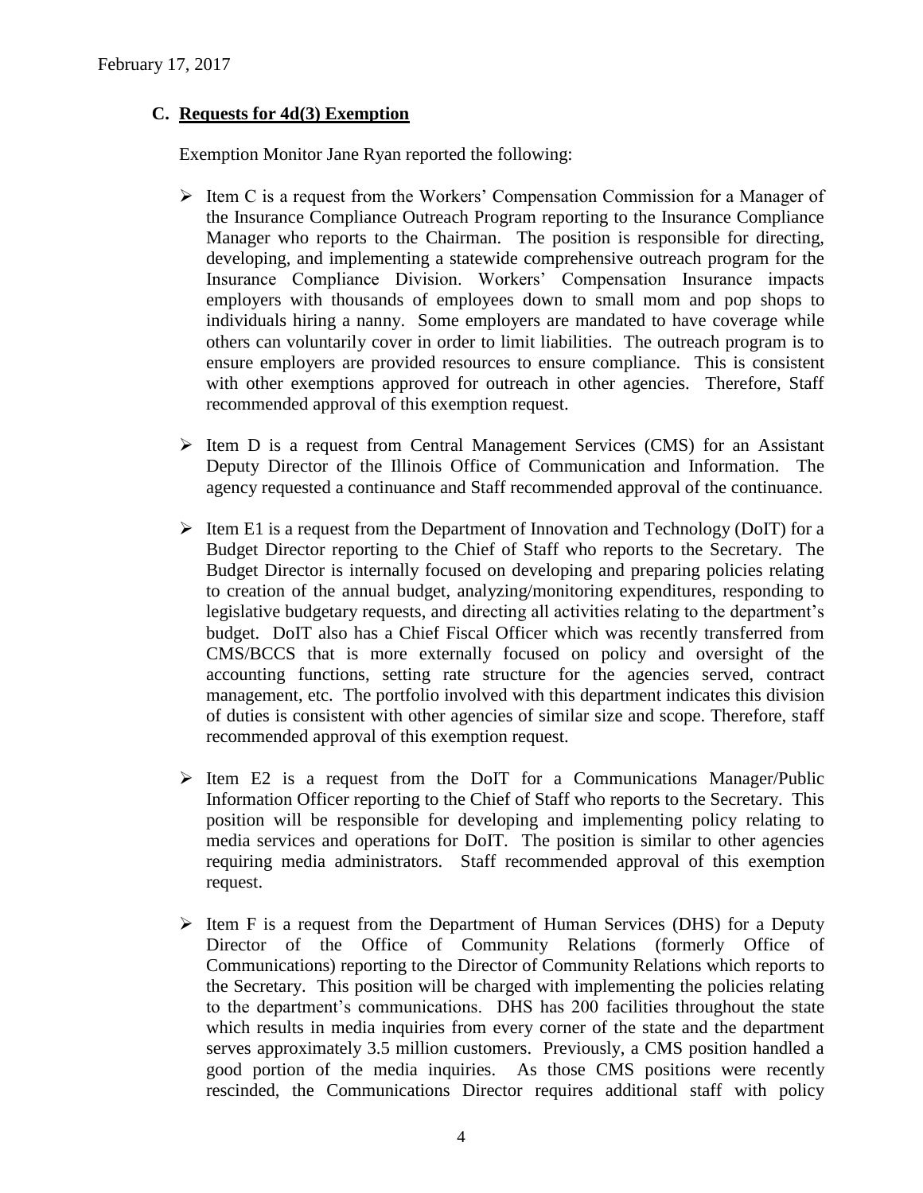## C. Requests for 4d(3) Exemption

Exemption Monitor Jane Ryan reported the following:

- Item C is a request from the Workers' Compensation Commission for a Manager of the Insurance Compliance Outreach Program reporting to the Insurance Compliance Manager who reports to the Chairman. The position is responsible for directing, developing, and implementing a statewide comprehensive outreach program for the Insurance Compliance Division. Workers' Compensation Insurance impacts employers with thousands of employees down to small mom and pop shops to individuals hiring a nanny. Some employers are mandated to have coverage while others can voluntarily cover in order to limit liabilities. The outreach program is to ensure employers are provided resources to ensure compliance. This is consistent with other exemptions approved for outreach in other agencies. Therefore, Staff recommended approval of this exemption request.

- Item D is a request from Central Management Services (CMS) for an Assistant Deputy Director of the Illinois Office of Communication and Information. The agency requested a continuance and Staff recommended approval of the continuance.

- Item E1 is a request from the Department of Innovation and Technology (DoIT) for a Budget Director reporting to the Chief of Staff who reports to the Secretary. The Budget Director is internally focused on developing and preparing policies relating to creation of the annual budget, analyzing/monitoring expenditures, responding to legislative budgetary requests, and directing all activities relating to the department's budget. DoIT also has a Chief Fiscal Officer which was recently transferred from CMS/BCCS that is more externally focused on policy and oversight of the accounting functions, setting rate structure for the agencies served, contract management, etc. The portfolio involved with this department indicates this division of duties is consistent with other agencies of similar size and scope. Therefore, staff recommended approval of this exemption request.

- Item E2 is a request from the DoIT for a Communications Manager/Public Information Officer reporting to the Chief of Staff who reports to the Secretary. This position will be responsible for developing and implementing policy relating to media services and operations for DoIT. The position is similar to other agencies requiring media administrators. Staff recommended approval of this exemption request.

- Item F is a request from the Department of Human Services (DHS) for a Deputy Director of the Office of Community Relations (formerly Office of Communications) reporting to the Director of Community Relations which reports to the Secretary. This position will be charged with implementing the policies relating to the department's communications. DHS has 200 facilities throughout the state which results in media inquiries from every corner of the state and the department serves approximately 3.5 million customers. Previously, a CMS position handled a good portion of the media inquiries. As those CMS positions were recently rescinded, the Communications Director requires additional staff with policy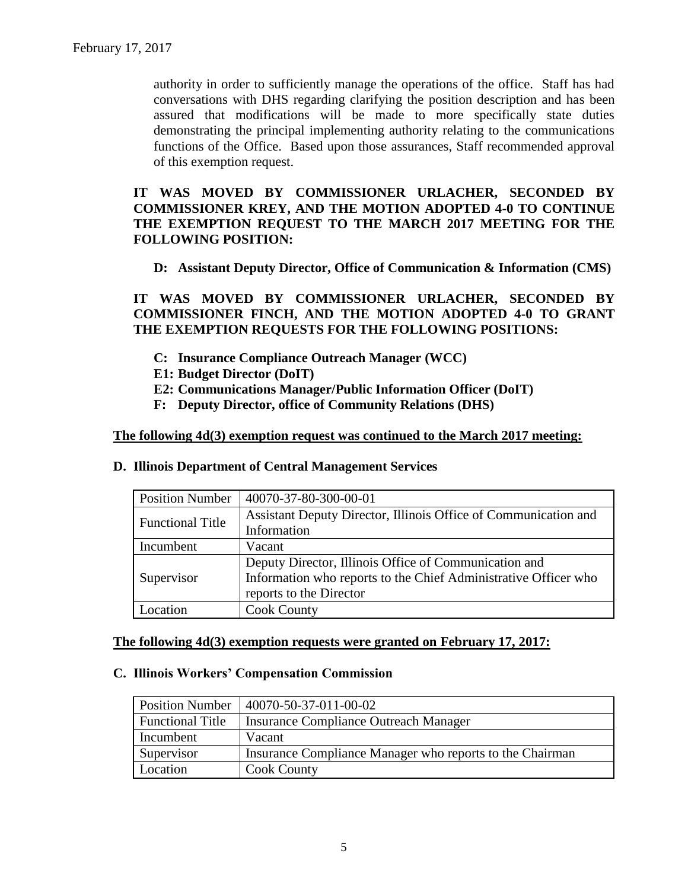authority in order to sufficiently manage the operations of the office. Staff has had conversations with DHS regarding clarifying the position description and has been assured that modifications will be made to more specifically state duties demonstrating the principal implementing authority relating to the communications functions of the Office. Based upon those assurances, Staff recommended approval of this exemption request.

**IT WAS MOVED BY COMMISSIONER URLACHER, SECONDED BY COMMISSIONER KREY, AND THE MOTION ADOPTED 4-0 TO CONTINUE THE EXEMPTION REQUEST TO THE MARCH 2017 MEETING FOR THE FOLLOWING POSITION:**

**D: Assistant Deputy Director, Office of Communication & Information (CMS)**

**IT WAS MOVED BY COMMISSIONER URLACHER, SECONDED BY COMMISSIONER FINCH, AND THE MOTION ADOPTED 4-0 TO GRANT THE EXEMPTION REQUESTS FOR THE FOLLOWING POSITIONS:**

- **C: Insurance Compliance Outreach Manager (WCC)**
- **E1: Budget Director (DoIT)**
- **E2: Communications Manager/Public Information Officer (DoIT)**
- **F: Deputy Director, office of Community Relations (DHS)**

**The following 4d(3) exemption request was continued to the March 2017 meeting:**

**D. Illinois Department of Central Management Services**

| Position Number | 40070-37-80-300-00-01 |
|---|---|
| Functional Title | Assistant Deputy Director, Illinois Office of Communication and Information |
| Incumbent | Vacant |
| Supervisor | Deputy Director, Illinois Office of Communication and Information who reports to the Chief Administrative Officer who reports to the Director |
| Location | Cook County |

**The following 4d(3) exemption requests were granted on February 17, 2017:**

**C. Illinois Workers' Compensation Commission**

| Position Number | 40070-50-37-011-00-02 |
|---|---|
| Functional Title | Insurance Compliance Outreach Manager |
| Incumbent | Vacant |
| Supervisor | Insurance Compliance Manager who reports to the Chairman |
| Location | Cook County |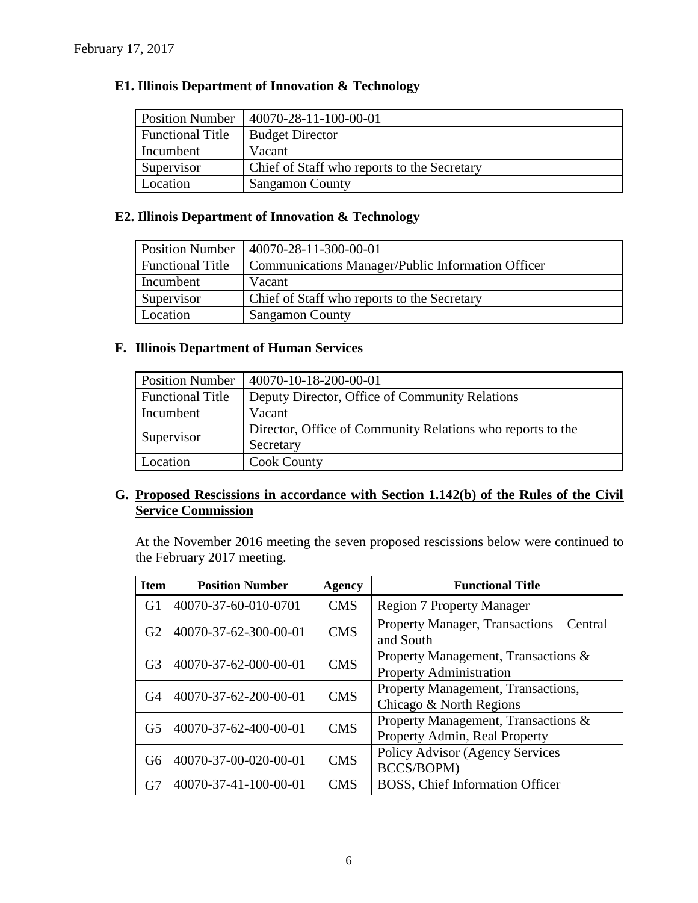February 17, 2017

### E1. Illinois Department of Innovation & Technology

| Position Number | 40070-28-11-100-00-01 |
|---|---|
| Functional Title | Budget Director |
| Incumbent | Vacant |
| Supervisor | Chief of Staff who reports to the Secretary |
| Location | Sangamon County |

### E2. Illinois Department of Innovation & Technology

| Position Number | 40070-28-11-300-00-01 |
|---|---|
| Functional Title | Communications Manager/Public Information Officer |
| Incumbent | Vacant |
| Supervisor | Chief of Staff who reports to the Secretary |
| Location | Sangamon County |

### F. Illinois Department of Human Services

| Position Number | 40070-10-18-200-00-01 |
|---|---|
| Functional Title | Deputy Director, Office of Community Relations |
| Incumbent | Vacant |
| Supervisor | Director, Office of Community Relations who reports to the Secretary |
| Location | Cook County |

### G. Proposed Rescissions in accordance with Section 1.142(b) of the Rules of the Civil Service Commission

At the November 2016 meeting the seven proposed rescissions below were continued to the February 2017 meeting.

| Item | Position Number | Agency | Functional Title |
|---|---|---|---|
| G1 | 40070-37-60-010-0701 | CMS | Region 7 Property Manager |
| G2 | 40070-37-62-300-00-01 | CMS | Property Manager, Transactions – Central and South |
| G3 | 40070-37-62-000-00-01 | CMS | Property Management, Transactions & Property Administration |
| G4 | 40070-37-62-200-00-01 | CMS | Property Management, Transactions, Chicago & North Regions |
| G5 | 40070-37-62-400-00-01 | CMS | Property Management, Transactions & Property Admin, Real Property |
| G6 | 40070-37-00-020-00-01 | CMS | Policy Advisor (Agency Services BCCS/BOPM) |
| G7 | 40070-37-41-100-00-01 | CMS | BOSS, Chief Information Officer |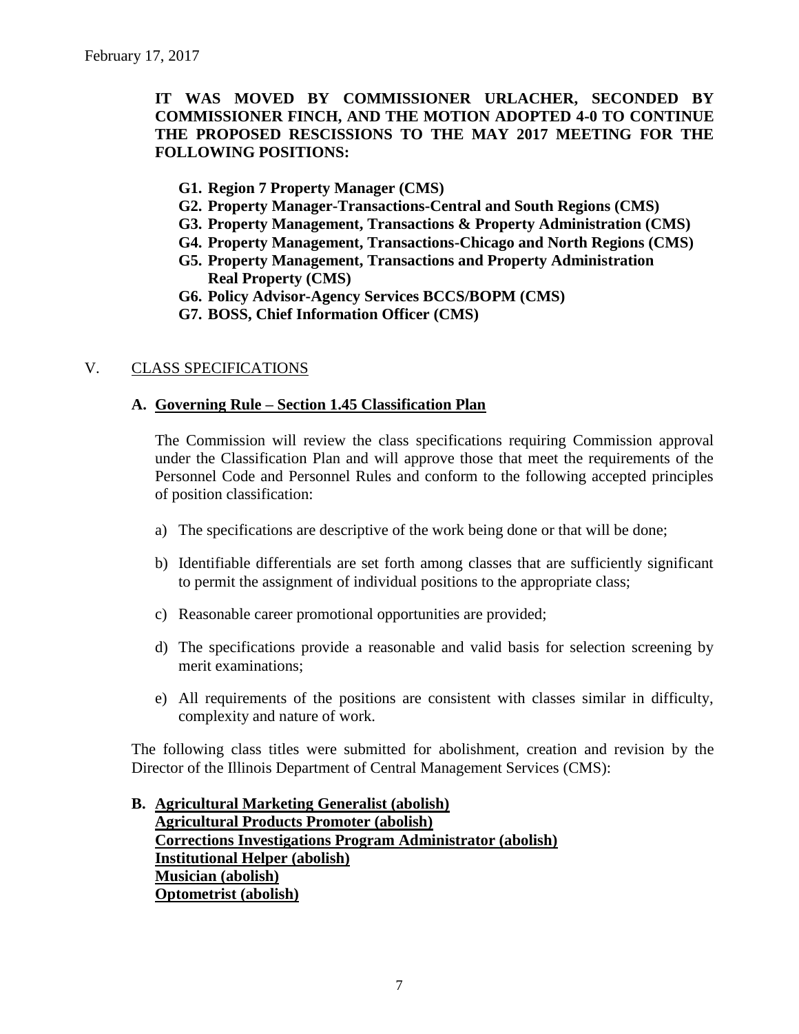**IT WAS MOVED BY COMMISSIONER URLACHER, SECONDED BY COMMISSIONER FINCH, AND THE MOTION ADOPTED 4-0 TO CONTINUE THE PROPOSED RESCISSIONS TO THE MAY 2017 MEETING FOR THE FOLLOWING POSITIONS:**

- **G1. Region 7 Property Manager (CMS)**
- **G2. Property Manager-Transactions-Central and South Regions (CMS)**
- **G3. Property Management, Transactions & Property Administration (CMS)**
- **G4. Property Management, Transactions-Chicago and North Regions (CMS)**
- **G5. Property Management, Transactions and Property Administration Real Property (CMS)**
- **G6. Policy Advisor-Agency Services BCCS/BOPM (CMS)**
- **G7. BOSS, Chief Information Officer (CMS)**

## V. CLASS SPECIFICATIONS

### A. Governing Rule – Section 1.45 Classification Plan

The Commission will review the class specifications requiring Commission approval under the Classification Plan and will approve those that meet the requirements of the Personnel Code and Personnel Rules and conform to the following accepted principles of position classification:

a) The specifications are descriptive of the work being done or that will be done;

b) Identifiable differentials are set forth among classes that are sufficiently significant to permit the assignment of individual positions to the appropriate class;

c) Reasonable career promotional opportunities are provided;

d) The specifications provide a reasonable and valid basis for selection screening by merit examinations;

e) All requirements of the positions are consistent with classes similar in difficulty, complexity and nature of work.

The following class titles were submitted for abolishment, creation and revision by the Director of the Illinois Department of Central Management Services (CMS):

**B. Agricultural Marketing Generalist (abolish)**
**Agricultural Products Promoter (abolish)**
**Corrections Investigations Program Administrator (abolish)**
**Institutional Helper (abolish)**
**Musician (abolish)**
**Optometrist (abolish)**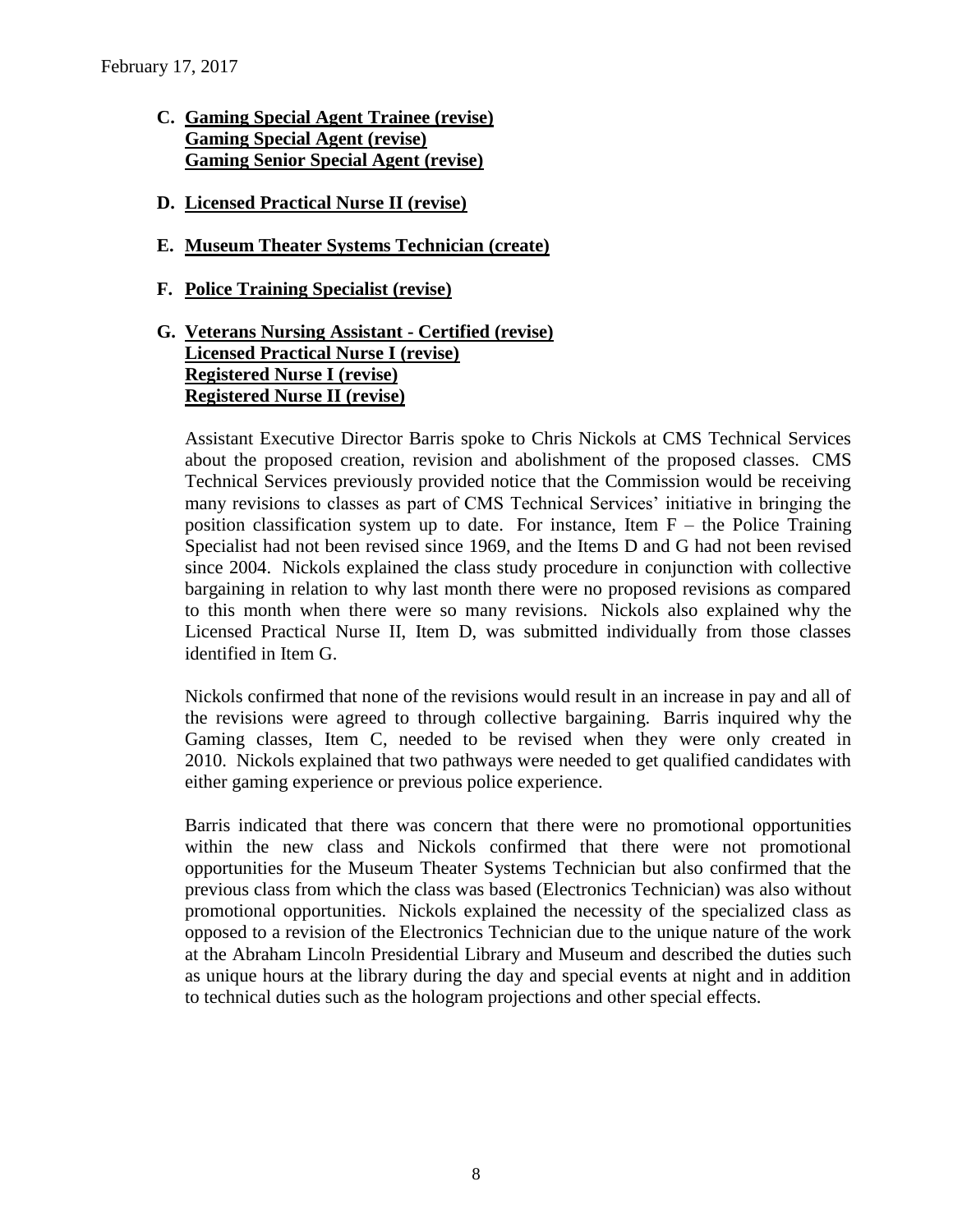**C. Gaming Special Agent Trainee (revise)**
**Gaming Special Agent (revise)**
**Gaming Senior Special Agent (revise)**

**D. Licensed Practical Nurse II (revise)**

**E. Museum Theater Systems Technician (create)**

**F. Police Training Specialist (revise)**

**G. Veterans Nursing Assistant - Certified (revise)**
**Licensed Practical Nurse I (revise)**
**Registered Nurse I (revise)**
**Registered Nurse II (revise)**

Assistant Executive Director Barris spoke to Chris Nickols at CMS Technical Services about the proposed creation, revision and abolishment of the proposed classes. CMS Technical Services previously provided notice that the Commission would be receiving many revisions to classes as part of CMS Technical Services' initiative in bringing the position classification system up to date. For instance, Item F – the Police Training Specialist had not been revised since 1969, and the Items D and G had not been revised since 2004. Nickols explained the class study procedure in conjunction with collective bargaining in relation to why last month there were no proposed revisions as compared to this month when there were so many revisions. Nickols also explained why the Licensed Practical Nurse II, Item D, was submitted individually from those classes identified in Item G.

Nickols confirmed that none of the revisions would result in an increase in pay and all of the revisions were agreed to through collective bargaining. Barris inquired why the Gaming classes, Item C, needed to be revised when they were only created in 2010. Nickols explained that two pathways were needed to get qualified candidates with either gaming experience or previous police experience.

Barris indicated that there was concern that there were no promotional opportunities within the new class and Nickols confirmed that there were not promotional opportunities for the Museum Theater Systems Technician but also confirmed that the previous class from which the class was based (Electronics Technician) was also without promotional opportunities. Nickols explained the necessity of the specialized class as opposed to a revision of the Electronics Technician due to the unique nature of the work at the Abraham Lincoln Presidential Library and Museum and described the duties such as unique hours at the library during the day and special events at night and in addition to technical duties such as the hologram projections and other special effects.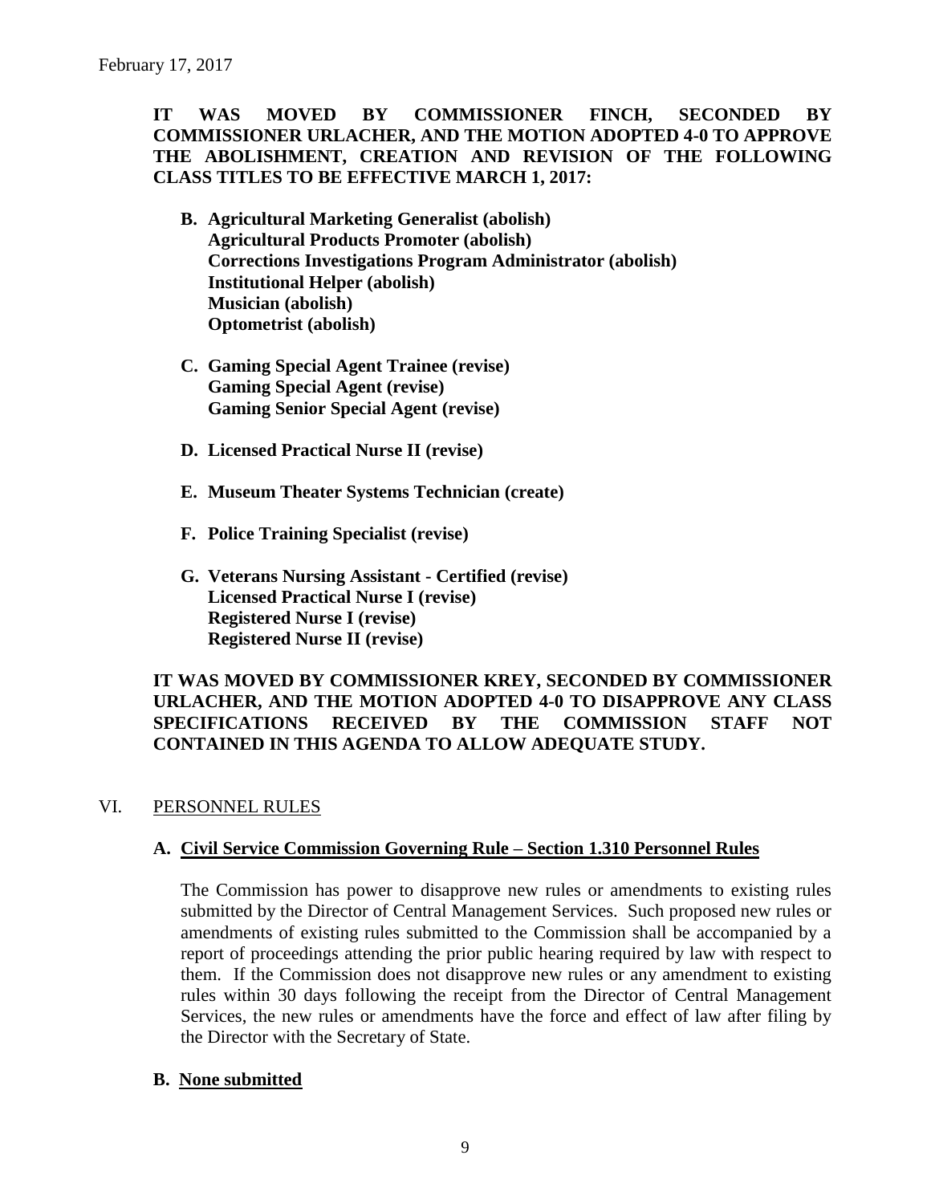**IT WAS MOVED BY COMMISSIONER FINCH, SECONDED BY COMMISSIONER URLACHER, AND THE MOTION ADOPTED 4-0 TO APPROVE THE ABOLISHMENT, CREATION AND REVISION OF THE FOLLOWING CLASS TITLES TO BE EFFECTIVE MARCH 1, 2017:**

- **B. Agricultural Marketing Generalist (abolish)**
  **Agricultural Products Promoter (abolish)**
  **Corrections Investigations Program Administrator (abolish)**
  **Institutional Helper (abolish)**
  **Musician (abolish)**
  **Optometrist (abolish)**

- **C. Gaming Special Agent Trainee (revise)**
  **Gaming Special Agent (revise)**
  **Gaming Senior Special Agent (revise)**

- **D. Licensed Practical Nurse II (revise)**

- **E. Museum Theater Systems Technician (create)**

- **F. Police Training Specialist (revise)**

- **G. Veterans Nursing Assistant - Certified (revise)**
  **Licensed Practical Nurse I (revise)**
  **Registered Nurse I (revise)**
  **Registered Nurse II (revise)**

**IT WAS MOVED BY COMMISSIONER KREY, SECONDED BY COMMISSIONER URLACHER, AND THE MOTION ADOPTED 4-0 TO DISAPPROVE ANY CLASS SPECIFICATIONS RECEIVED BY THE COMMISSION STAFF NOT CONTAINED IN THIS AGENDA TO ALLOW ADEQUATE STUDY.**

## VI. PERSONNEL RULES

### A. Civil Service Commission Governing Rule – Section 1.310 Personnel Rules

The Commission has power to disapprove new rules or amendments to existing rules submitted by the Director of Central Management Services. Such proposed new rules or amendments of existing rules submitted to the Commission shall be accompanied by a report of proceedings attending the prior public hearing required by law with respect to them. If the Commission does not disapprove new rules or any amendment to existing rules within 30 days following the receipt from the Director of Central Management Services, the new rules or amendments have the force and effect of law after filing by the Director with the Secretary of State.

### B. None submitted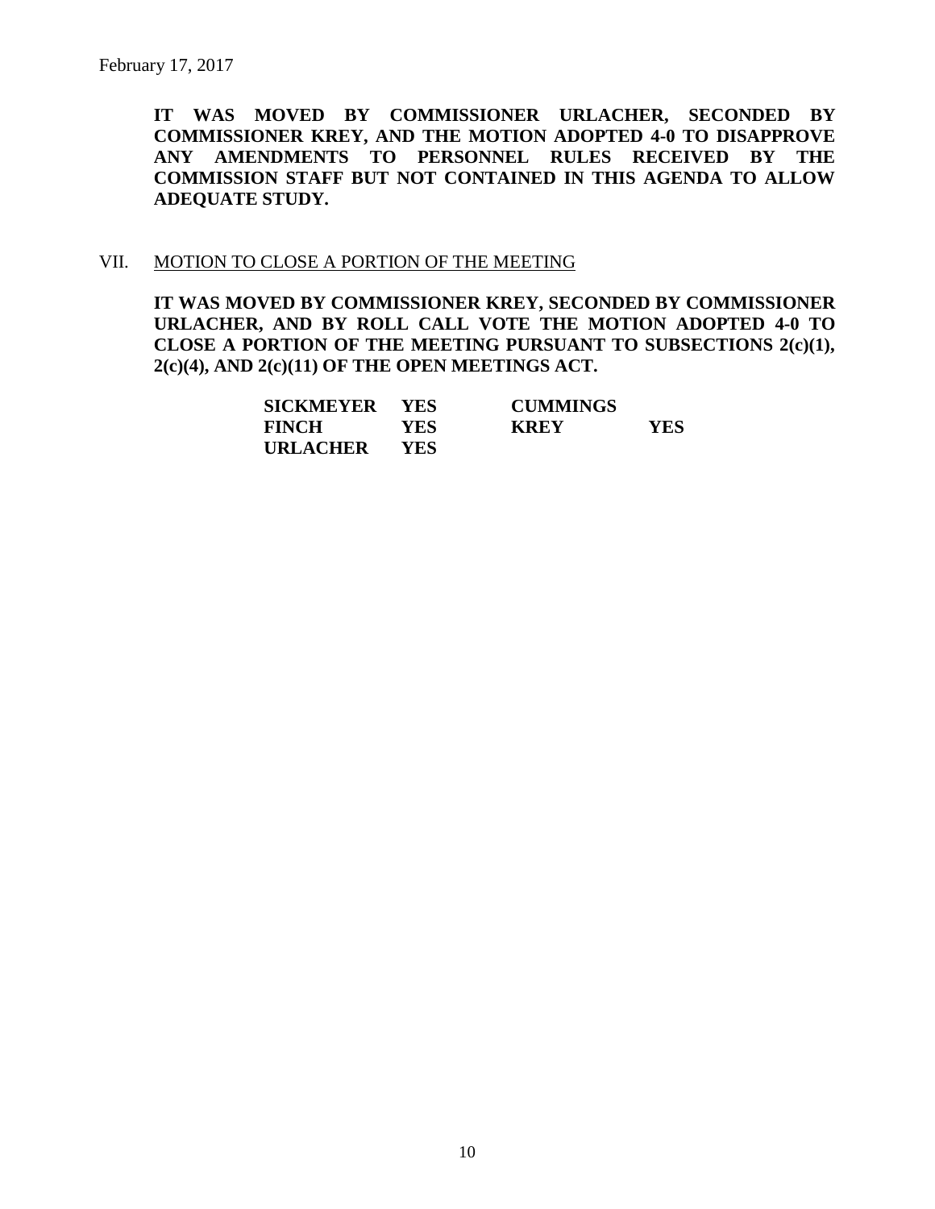February 17, 2017

**IT WAS MOVED BY COMMISSIONER URLACHER, SECONDED BY COMMISSIONER KREY, AND THE MOTION ADOPTED 4-0 TO DISAPPROVE ANY AMENDMENTS TO PERSONNEL RULES RECEIVED BY THE COMMISSION STAFF BUT NOT CONTAINED IN THIS AGENDA TO ALLOW ADEQUATE STUDY.**

VII. MOTION TO CLOSE A PORTION OF THE MEETING

**IT WAS MOVED BY COMMISSIONER KREY, SECONDED BY COMMISSIONER URLACHER, AND BY ROLL CALL VOTE THE MOTION ADOPTED 4-0 TO CLOSE A PORTION OF THE MEETING PURSUANT TO SUBSECTIONS 2(c)(1), 2(c)(4), AND 2(c)(11) OF THE OPEN MEETINGS ACT.**

| | | | |
|---|---|---|---|
| **SICKMEYER** | **YES** | **CUMMINGS** | |
| **FINCH** | **YES** | **KREY** | **YES** |
| **URLACHER** | **YES** | | |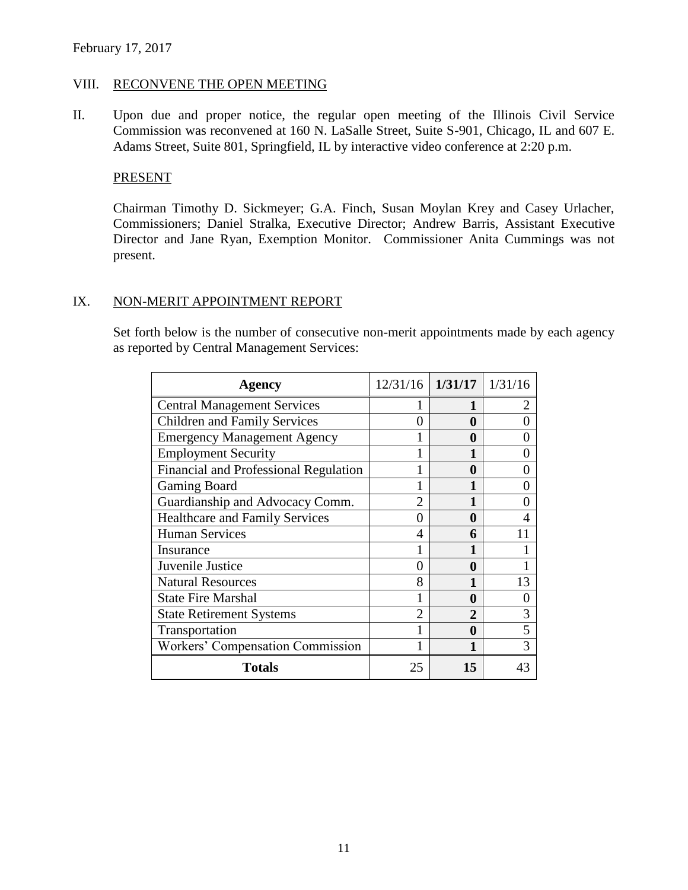February 17, 2017

## VIII. RECONVENE THE OPEN MEETING

II. Upon due and proper notice, the regular open meeting of the Illinois Civil Service Commission was reconvened at 160 N. LaSalle Street, Suite S-901, Chicago, IL and 607 E. Adams Street, Suite 801, Springfield, IL by interactive video conference at 2:20 p.m.

### PRESENT

Chairman Timothy D. Sickmeyer; G.A. Finch, Susan Moylan Krey and Casey Urlacher, Commissioners; Daniel Stralka, Executive Director; Andrew Barris, Assistant Executive Director and Jane Ryan, Exemption Monitor. Commissioner Anita Cummings was not present.

## IX. NON-MERIT APPOINTMENT REPORT

Set forth below is the number of consecutive non-merit appointments made by each agency as reported by Central Management Services:

| Agency | 12/31/16 | **1/31/17** | 1/31/16 |
|---|---|---|---|
| Central Management Services | 1 | **1** | 2 |
| Children and Family Services | 0 | **0** | 0 |
| Emergency Management Agency | 1 | **0** | 0 |
| Employment Security | 1 | **1** | 0 |
| Financial and Professional Regulation | 1 | **0** | 0 |
| Gaming Board | 1 | **1** | 0 |
| Guardianship and Advocacy Comm. | 2 | **1** | 0 |
| Healthcare and Family Services | 0 | **0** | 4 |
| Human Services | 4 | **6** | 11 |
| Insurance | 1 | **1** | 1 |
| Juvenile Justice | 0 | **0** | 1 |
| Natural Resources | 8 | **1** | 13 |
| State Fire Marshal | 1 | **0** | 0 |
| State Retirement Systems | 2 | **2** | 3 |
| Transportation | 1 | **0** | 5 |
| Workers' Compensation Commission | 1 | **1** | 3 |
| **Totals** | 25 | **15** | 43 |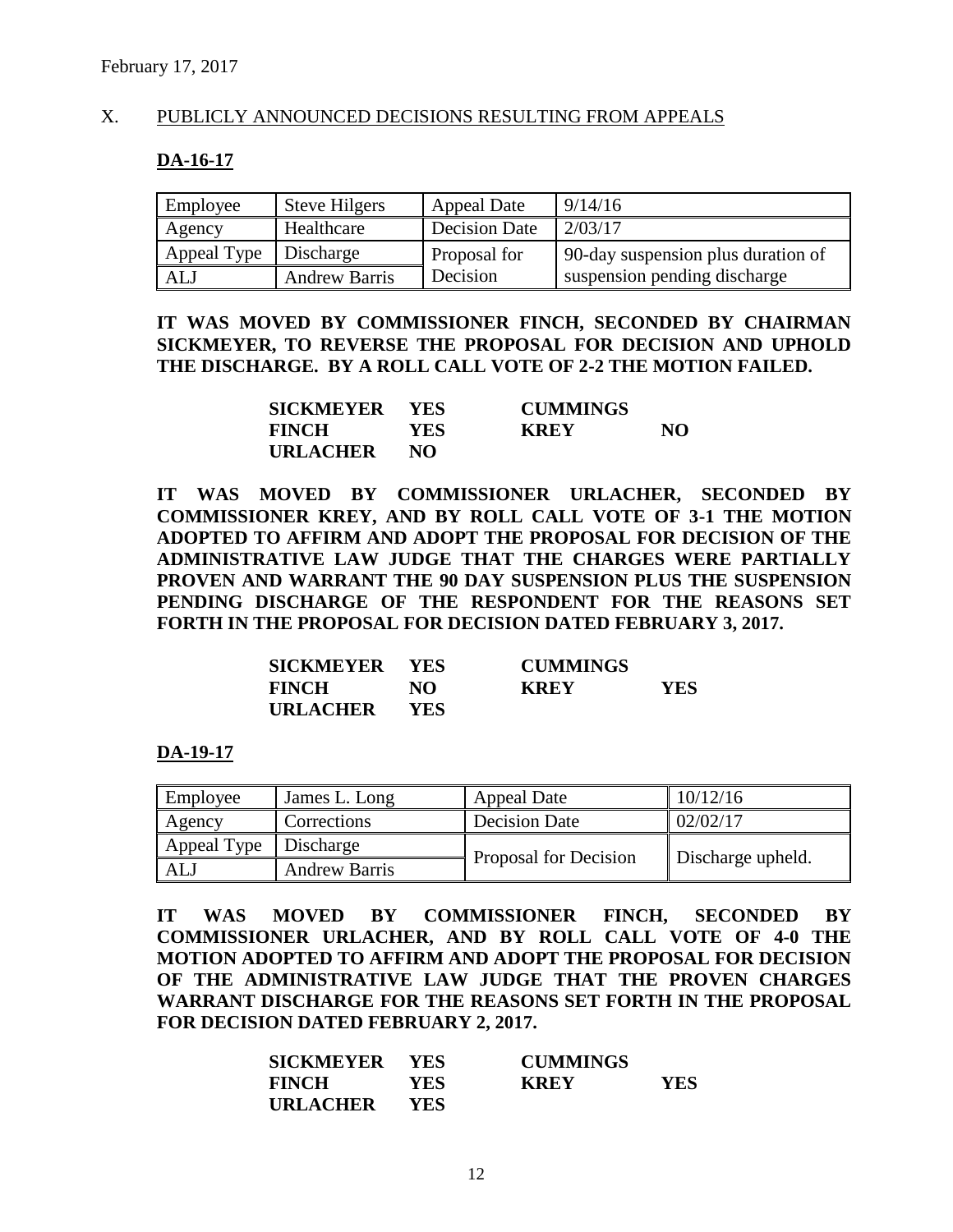February 17, 2017

## X. PUBLICLY ANNOUNCED DECISIONS RESULTING FROM APPEALS

### DA-16-17

| Employee | Steve Hilgers | Appeal Date | 9/14/16 |
|---|---|---|---|
| Agency | Healthcare | Decision Date | 2/03/17 |
| Appeal Type | Discharge | Proposal for Decision | 90-day suspension plus duration of suspension pending discharge |
| ALJ | Andrew Barris | | |

**IT WAS MOVED BY COMMISSIONER FINCH, SECONDED BY CHAIRMAN SICKMEYER, TO REVERSE THE PROPOSAL FOR DECISION AND UPHOLD THE DISCHARGE. BY A ROLL CALL VOTE OF 2-2 THE MOTION FAILED.**

| | | | |
|---|---|---|---|
| **SICKMEYER** | **YES** | **CUMMINGS** | |
| **FINCH** | **YES** | **KREY** | **NO** |
| **URLACHER** | **NO** | | |

**IT WAS MOVED BY COMMISSIONER URLACHER, SECONDED BY COMMISSIONER KREY, AND BY ROLL CALL VOTE OF 3-1 THE MOTION ADOPTED TO AFFIRM AND ADOPT THE PROPOSAL FOR DECISION OF THE ADMINISTRATIVE LAW JUDGE THAT THE CHARGES WERE PARTIALLY PROVEN AND WARRANT THE 90 DAY SUSPENSION PLUS THE SUSPENSION PENDING DISCHARGE OF THE RESPONDENT FOR THE REASONS SET FORTH IN THE PROPOSAL FOR DECISION DATED FEBRUARY 3, 2017.**

| | | | |
|---|---|---|---|
| **SICKMEYER** | **YES** | **CUMMINGS** | |
| **FINCH** | **NO** | **KREY** | **YES** |
| **URLACHER** | **YES** | | |

### DA-19-17

| Employee | James L. Long | Appeal Date | 10/12/16 |
|---|---|---|---|
| Agency | Corrections | Decision Date | 02/02/17 |
| Appeal Type | Discharge | Proposal for Decision | Discharge upheld. |
| ALJ | Andrew Barris | | |

**IT WAS MOVED BY COMMISSIONER FINCH, SECONDED BY COMMISSIONER URLACHER, AND BY ROLL CALL VOTE OF 4-0 THE MOTION ADOPTED TO AFFIRM AND ADOPT THE PROPOSAL FOR DECISION OF THE ADMINISTRATIVE LAW JUDGE THAT THE PROVEN CHARGES WARRANT DISCHARGE FOR THE REASONS SET FORTH IN THE PROPOSAL FOR DECISION DATED FEBRUARY 2, 2017.**

| | | | |
|---|---|---|---|
| **SICKMEYER** | **YES** | **CUMMINGS** | |
| **FINCH** | **YES** | **KREY** | **YES** |
| **URLACHER** | **YES** | | |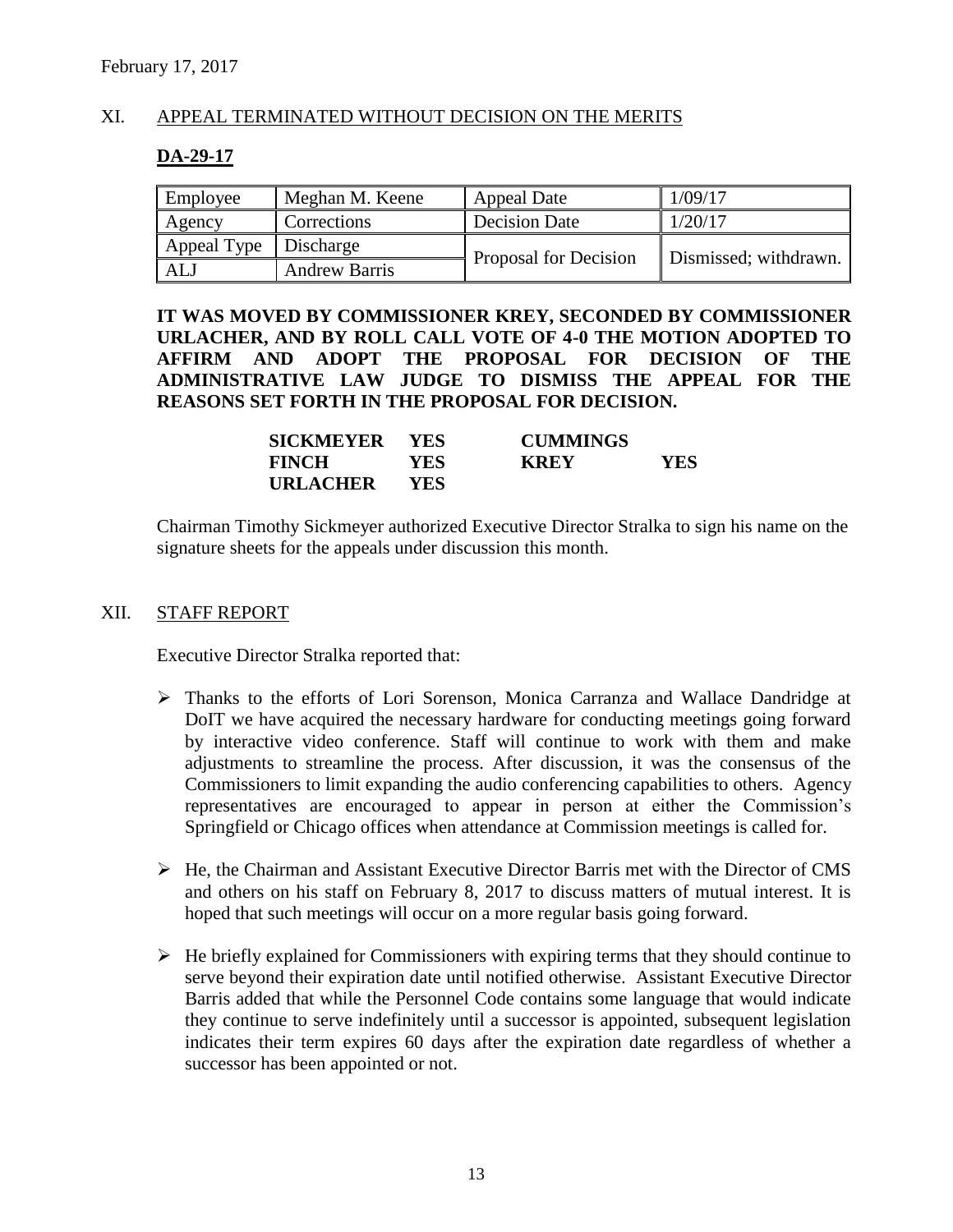February 17, 2017

## XI. APPEAL TERMINATED WITHOUT DECISION ON THE MERITS

### DA-29-17

| Employee | Meghan M. Keene | Appeal Date | 1/09/17 |
|---|---|---|---|
| Agency | Corrections | Decision Date | 1/20/17 |
| Appeal Type | Discharge | Proposal for Decision | Dismissed; withdrawn. |
| ALJ | Andrew Barris | | |

**IT WAS MOVED BY COMMISSIONER KREY, SECONDED BY COMMISSIONER URLACHER, AND BY ROLL CALL VOTE OF 4-0 THE MOTION ADOPTED TO AFFIRM AND ADOPT THE PROPOSAL FOR DECISION OF THE ADMINISTRATIVE LAW JUDGE TO DISMISS THE APPEAL FOR THE REASONS SET FORTH IN THE PROPOSAL FOR DECISION.**

| | | | |
|---|---|---|---|
| **SICKMEYER** | **YES** | **CUMMINGS** | |
| **FINCH** | **YES** | **KREY** | **YES** |
| **URLACHER** | **YES** | | |

Chairman Timothy Sickmeyer authorized Executive Director Stralka to sign his name on the signature sheets for the appeals under discussion this month.

## XII. STAFF REPORT

Executive Director Stralka reported that:

- Thanks to the efforts of Lori Sorenson, Monica Carranza and Wallace Dandridge at DoIT we have acquired the necessary hardware for conducting meetings going forward by interactive video conference. Staff will continue to work with them and make adjustments to streamline the process. After discussion, it was the consensus of the Commissioners to limit expanding the audio conferencing capabilities to others. Agency representatives are encouraged to appear in person at either the Commission's Springfield or Chicago offices when attendance at Commission meetings is called for.

- He, the Chairman and Assistant Executive Director Barris met with the Director of CMS and others on his staff on February 8, 2017 to discuss matters of mutual interest. It is hoped that such meetings will occur on a more regular basis going forward.

- He briefly explained for Commissioners with expiring terms that they should continue to serve beyond their expiration date until notified otherwise. Assistant Executive Director Barris added that while the Personnel Code contains some language that would indicate they continue to serve indefinitely until a successor is appointed, subsequent legislation indicates their term expires 60 days after the expiration date regardless of whether a successor has been appointed or not.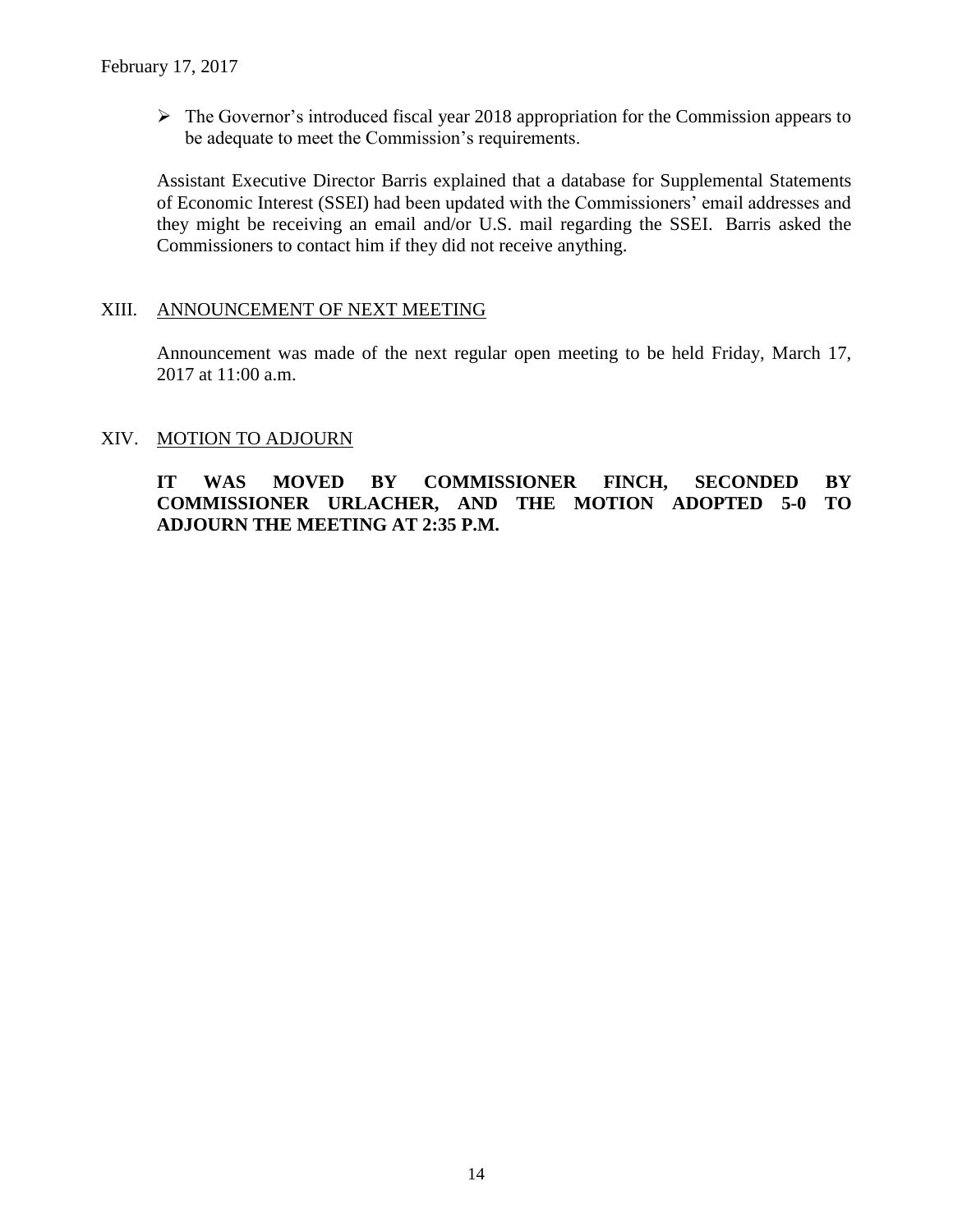- The Governor's introduced fiscal year 2018 appropriation for the Commission appears to be adequate to meet the Commission's requirements.

Assistant Executive Director Barris explained that a database for Supplemental Statements of Economic Interest (SSEI) had been updated with the Commissioners' email addresses and they might be receiving an email and/or U.S. mail regarding the SSEI. Barris asked the Commissioners to contact him if they did not receive anything.

## XIII. ANNOUNCEMENT OF NEXT MEETING

Announcement was made of the next regular open meeting to be held Friday, March 17, 2017 at 11:00 a.m.

## XIV. MOTION TO ADJOURN

**IT WAS MOVED BY COMMISSIONER FINCH, SECONDED BY COMMISSIONER URLACHER, AND THE MOTION ADOPTED 5-0 TO ADJOURN THE MEETING AT 2:35 P.M.**